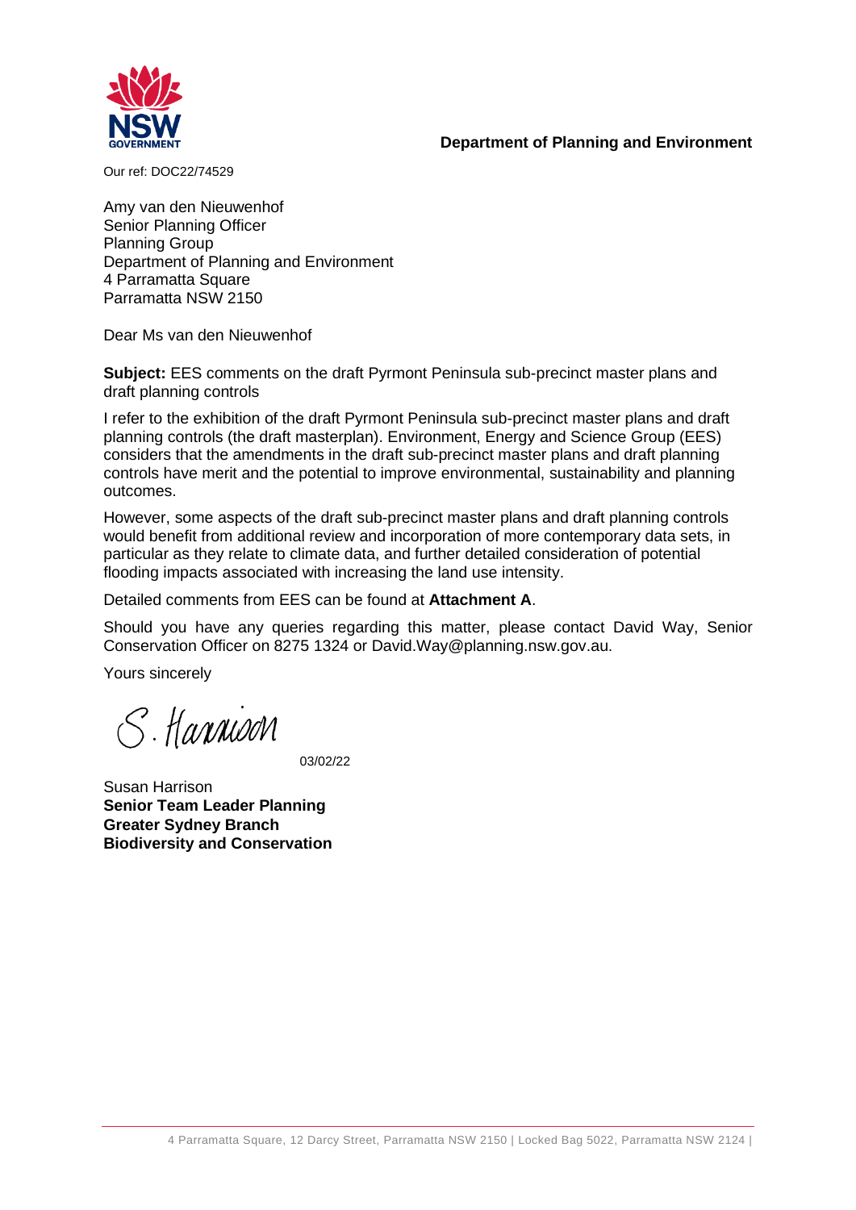**Department of Planning and Environment**

Our ref: DOC22/74529

Amy van den Nieuwenhof
Senior Planning Officer
Planning Group
Department of Planning and Environment
4 Parramatta Square
Parramatta NSW 2150

Dear Ms van den Nieuwenhof

**Subject:** EES comments on the draft Pyrmont Peninsula sub-precinct master plans and draft planning controls

I refer to the exhibition of the draft Pyrmont Peninsula sub-precinct master plans and draft planning controls (the draft masterplan). Environment, Energy and Science Group (EES) considers that the amendments in the draft sub-precinct master plans and draft planning controls have merit and the potential to improve environmental, sustainability and planning outcomes.

However, some aspects of the draft sub-precinct master plans and draft planning controls would benefit from additional review and incorporation of more contemporary data sets, in particular as they relate to climate data, and further detailed consideration of potential flooding impacts associated with increasing the land use intensity.

Detailed comments from EES can be found at **Attachment A**.

Should you have any queries regarding this matter, please contact David Way, Senior Conservation Officer on 8275 1324 or David.Way@planning.nsw.gov.au.

Yours sincerely

S. Harrison

03/02/22

Susan Harrison
**Senior Team Leader Planning**
**Greater Sydney Branch**
**Biodiversity and Conservation**

4 Parramatta Square, 12 Darcy Street, Parramatta NSW 2150 | Locked Bag 5022, Parramatta NSW 2124 |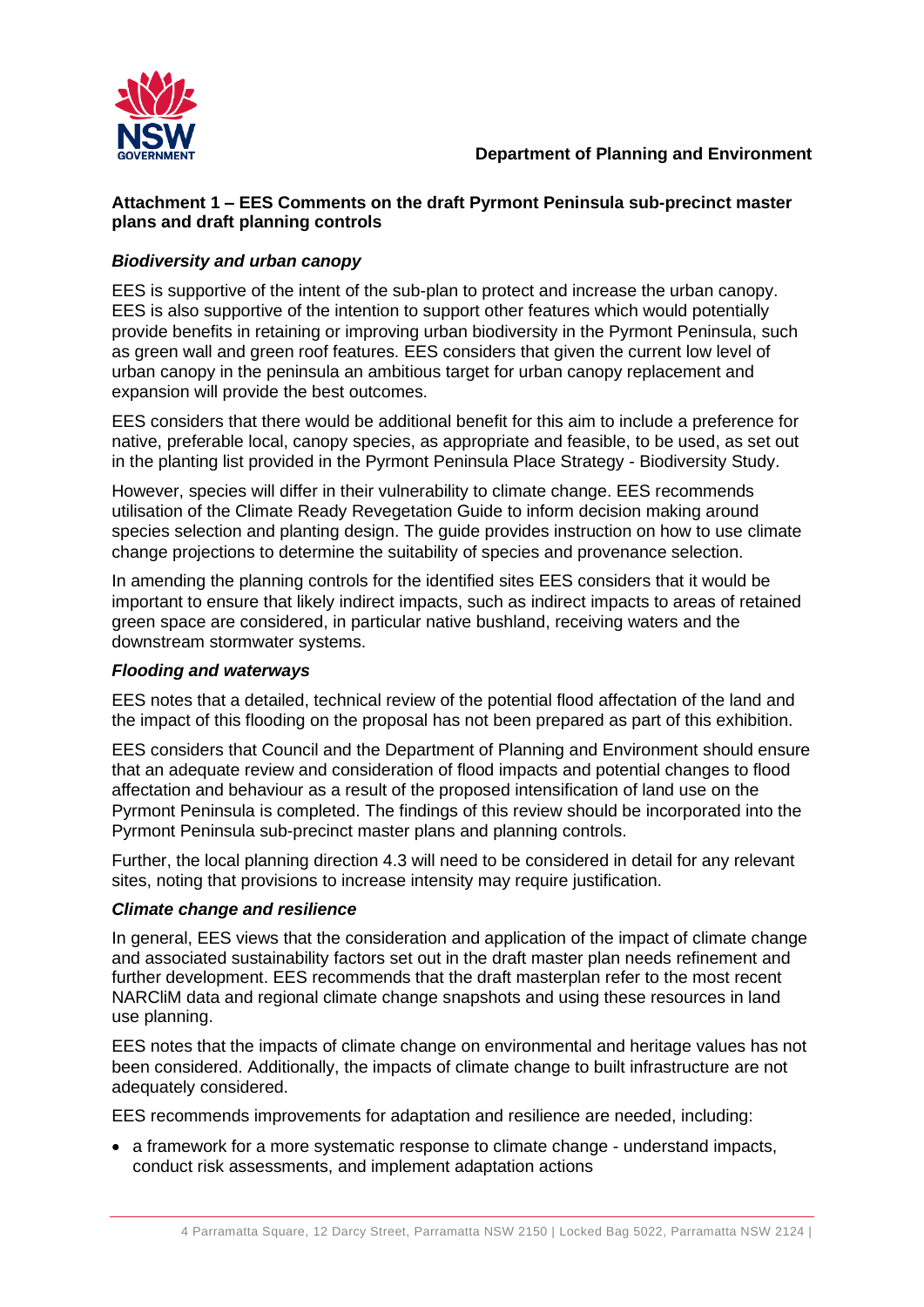**Department of Planning and Environment**

**Attachment 1 – EES Comments on the draft Pyrmont Peninsula sub-precinct master plans and draft planning controls**

***Biodiversity and urban canopy***

EES is supportive of the intent of the sub-plan to protect and increase the urban canopy. EES is also supportive of the intention to support other features which would potentially provide benefits in retaining or improving urban biodiversity in the Pyrmont Peninsula, such as green wall and green roof features. EES considers that given the current low level of urban canopy in the peninsula an ambitious target for urban canopy replacement and expansion will provide the best outcomes.

EES considers that there would be additional benefit for this aim to include a preference for native, preferable local, canopy species, as appropriate and feasible, to be used, as set out in the planting list provided in the Pyrmont Peninsula Place Strategy - Biodiversity Study.

However, species will differ in their vulnerability to climate change. EES recommends utilisation of the Climate Ready Revegetation Guide to inform decision making around species selection and planting design. The guide provides instruction on how to use climate change projections to determine the suitability of species and provenance selection.

In amending the planning controls for the identified sites EES considers that it would be important to ensure that likely indirect impacts, such as indirect impacts to areas of retained green space are considered, in particular native bushland, receiving waters and the downstream stormwater systems.

***Flooding and waterways***

EES notes that a detailed, technical review of the potential flood affectation of the land and the impact of this flooding on the proposal has not been prepared as part of this exhibition.

EES considers that Council and the Department of Planning and Environment should ensure that an adequate review and consideration of flood impacts and potential changes to flood affectation and behaviour as a result of the proposed intensification of land use on the Pyrmont Peninsula is completed. The findings of this review should be incorporated into the Pyrmont Peninsula sub-precinct master plans and planning controls.

Further, the local planning direction 4.3 will need to be considered in detail for any relevant sites, noting that provisions to increase intensity may require justification.

***Climate change and resilience***

In general, EES views that the consideration and application of the impact of climate change and associated sustainability factors set out in the draft master plan needs refinement and further development. EES recommends that the draft masterplan refer to the most recent NARCliM data and regional climate change snapshots and using these resources in land use planning.

EES notes that the impacts of climate change on environmental and heritage values has not been considered. Additionally, the impacts of climate change to built infrastructure are not adequately considered.

EES recommends improvements for adaptation and resilience are needed, including:

- a framework for a more systematic response to climate change - understand impacts, conduct risk assessments, and implement adaptation actions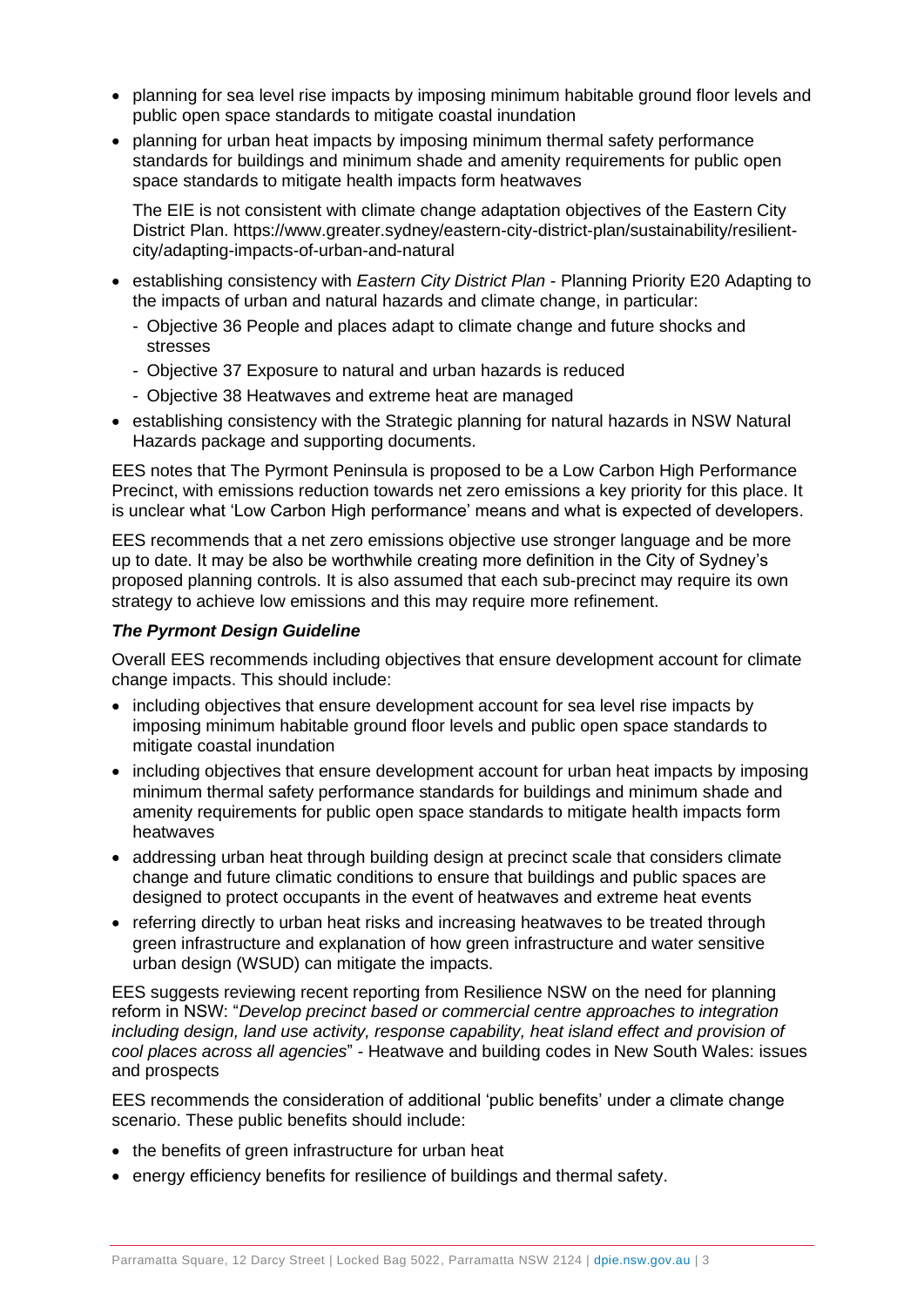- planning for sea level rise impacts by imposing minimum habitable ground floor levels and public open space standards to mitigate coastal inundation
- planning for urban heat impacts by imposing minimum thermal safety performance standards for buildings and minimum shade and amenity requirements for public open space standards to mitigate health impacts form heatwaves

  The EIE is not consistent with climate change adaptation objectives of the Eastern City District Plan. https://www.greater.sydney/eastern-city-district-plan/sustainability/resilient-city/adapting-impacts-of-urban-and-natural

- establishing consistency with *Eastern City District Plan* - Planning Priority E20 Adapting to the impacts of urban and natural hazards and climate change, in particular:
  - Objective 36 People and places adapt to climate change and future shocks and stresses
  - Objective 37 Exposure to natural and urban hazards is reduced
  - Objective 38 Heatwaves and extreme heat are managed
- establishing consistency with the Strategic planning for natural hazards in NSW Natural Hazards package and supporting documents.

EES notes that The Pyrmont Peninsula is proposed to be a Low Carbon High Performance Precinct, with emissions reduction towards net zero emissions a key priority for this place. It is unclear what 'Low Carbon High performance' means and what is expected of developers.

EES recommends that a net zero emissions objective use stronger language and be more up to date. It may be also be worthwhile creating more definition in the City of Sydney's proposed planning controls. It is also assumed that each sub-precinct may require its own strategy to achieve low emissions and this may require more refinement.

***The Pyrmont Design Guideline***

Overall EES recommends including objectives that ensure development account for climate change impacts. This should include:

- including objectives that ensure development account for sea level rise impacts by imposing minimum habitable ground floor levels and public open space standards to mitigate coastal inundation
- including objectives that ensure development account for urban heat impacts by imposing minimum thermal safety performance standards for buildings and minimum shade and amenity requirements for public open space standards to mitigate health impacts form heatwaves
- addressing urban heat through building design at precinct scale that considers climate change and future climatic conditions to ensure that buildings and public spaces are designed to protect occupants in the event of heatwaves and extreme heat events
- referring directly to urban heat risks and increasing heatwaves to be treated through green infrastructure and explanation of how green infrastructure and water sensitive urban design (WSUD) can mitigate the impacts.

EES suggests reviewing recent reporting from Resilience NSW on the need for planning reform in NSW: "*Develop precinct based or commercial centre approaches to integration including design, land use activity, response capability, heat island effect and provision of cool places across all agencies*" - Heatwave and building codes in New South Wales: issues and prospects

EES recommends the consideration of additional 'public benefits' under a climate change scenario. These public benefits should include:

- the benefits of green infrastructure for urban heat
- energy efficiency benefits for resilience of buildings and thermal safety.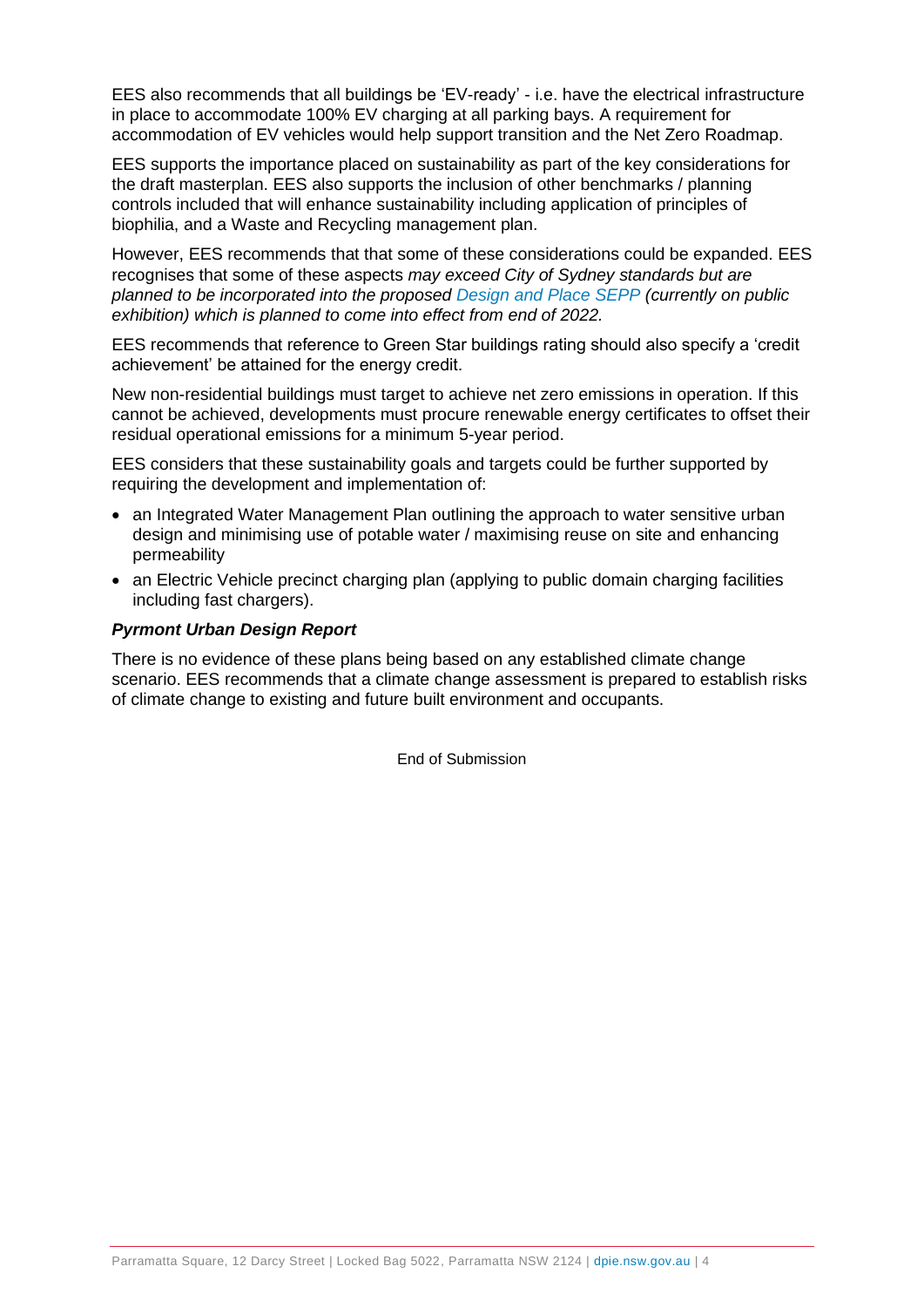EES also recommends that all buildings be 'EV-ready' - i.e. have the electrical infrastructure in place to accommodate 100% EV charging at all parking bays. A requirement for accommodation of EV vehicles would help support transition and the Net Zero Roadmap.

EES supports the importance placed on sustainability as part of the key considerations for the draft masterplan. EES also supports the inclusion of other benchmarks / planning controls included that will enhance sustainability including application of principles of biophilia, and a Waste and Recycling management plan.

However, EES recommends that that some of these considerations could be expanded. EES recognises that some of these aspects *may exceed City of Sydney standards but are planned to be incorporated into the proposed Design and Place SEPP (currently on public exhibition) which is planned to come into effect from end of 2022.*

EES recommends that reference to Green Star buildings rating should also specify a 'credit achievement' be attained for the energy credit.

New non-residential buildings must target to achieve net zero emissions in operation. If this cannot be achieved, developments must procure renewable energy certificates to offset their residual operational emissions for a minimum 5-year period.

EES considers that these sustainability goals and targets could be further supported by requiring the development and implementation of:

- an Integrated Water Management Plan outlining the approach to water sensitive urban design and minimising use of potable water / maximising reuse on site and enhancing permeability
- an Electric Vehicle precinct charging plan (applying to public domain charging facilities including fast chargers).

***Pyrmont Urban Design Report***

There is no evidence of these plans being based on any established climate change scenario. EES recommends that a climate change assessment is prepared to establish risks of climate change to existing and future built environment and occupants.

End of Submission